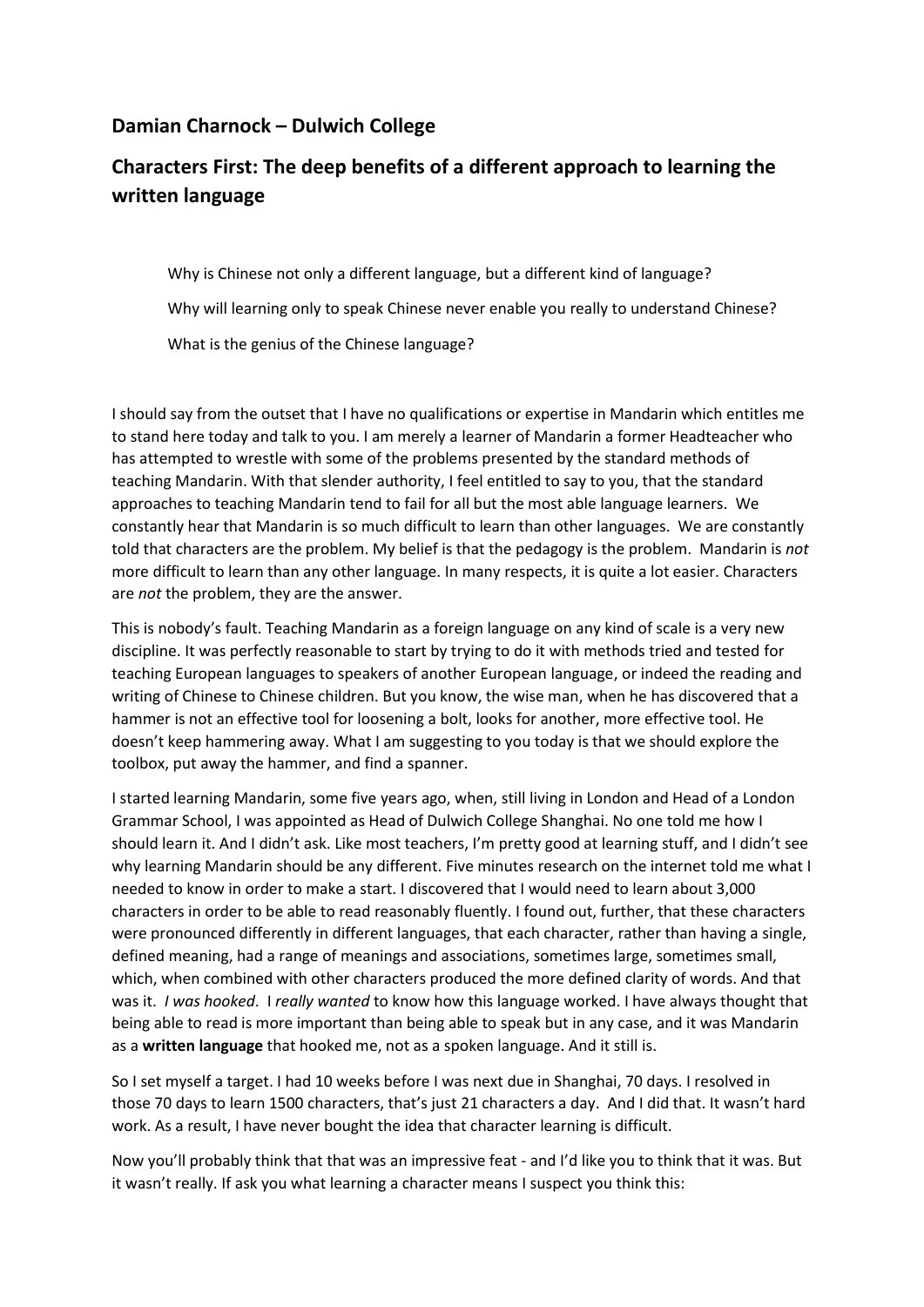## Damian Charnock – Dulwich College

## Characters First: The deep benefits of a different approach to learning the written language

> Why is Chinese not only a different language, but a different kind of language?
>
> Why will learning only to speak Chinese never enable you really to understand Chinese?
>
> What is the genius of the Chinese language?

I should say from the outset that I have no qualifications or expertise in Mandarin which entitles me to stand here today and talk to you. I am merely a learner of Mandarin a former Headteacher who has attempted to wrestle with some of the problems presented by the standard methods of teaching Mandarin. With that slender authority, I feel entitled to say to you, that the standard approaches to teaching Mandarin tend to fail for all but the most able language learners. We constantly hear that Mandarin is so much difficult to learn than other languages. We are constantly told that characters are the problem. My belief is that the pedagogy is the problem. Mandarin is *not* more difficult to learn than any other language. In many respects, it is quite a lot easier. Characters are *not* the problem, they are the answer.

This is nobody's fault. Teaching Mandarin as a foreign language on any kind of scale is a very new discipline. It was perfectly reasonable to start by trying to do it with methods tried and tested for teaching European languages to speakers of another European language, or indeed the reading and writing of Chinese to Chinese children. But you know, the wise man, when he has discovered that a hammer is not an effective tool for loosening a bolt, looks for another, more effective tool. He doesn't keep hammering away. What I am suggesting to you today is that we should explore the toolbox, put away the hammer, and find a spanner.

I started learning Mandarin, some five years ago, when, still living in London and Head of a London Grammar School, I was appointed as Head of Dulwich College Shanghai. No one told me how I should learn it. And I didn't ask. Like most teachers, I'm pretty good at learning stuff, and I didn't see why learning Mandarin should be any different. Five minutes research on the internet told me what I needed to know in order to make a start. I discovered that I would need to learn about 3,000 characters in order to be able to read reasonably fluently. I found out, further, that these characters were pronounced differently in different languages, that each character, rather than having a single, defined meaning, had a range of meanings and associations, sometimes large, sometimes small, which, when combined with other characters produced the more defined clarity of words. And that was it. *I was hooked*. I *really wanted* to know how this language worked. I have always thought that being able to read is more important than being able to speak but in any case, and it was Mandarin as a **written language** that hooked me, not as a spoken language. And it still is.

So I set myself a target. I had 10 weeks before I was next due in Shanghai, 70 days. I resolved in those 70 days to learn 1500 characters, that's just 21 characters a day. And I did that. It wasn't hard work. As a result, I have never bought the idea that character learning is difficult.

Now you'll probably think that that was an impressive feat - and I'd like you to think that it was. But it wasn't really. If ask you what learning a character means I suspect you think this: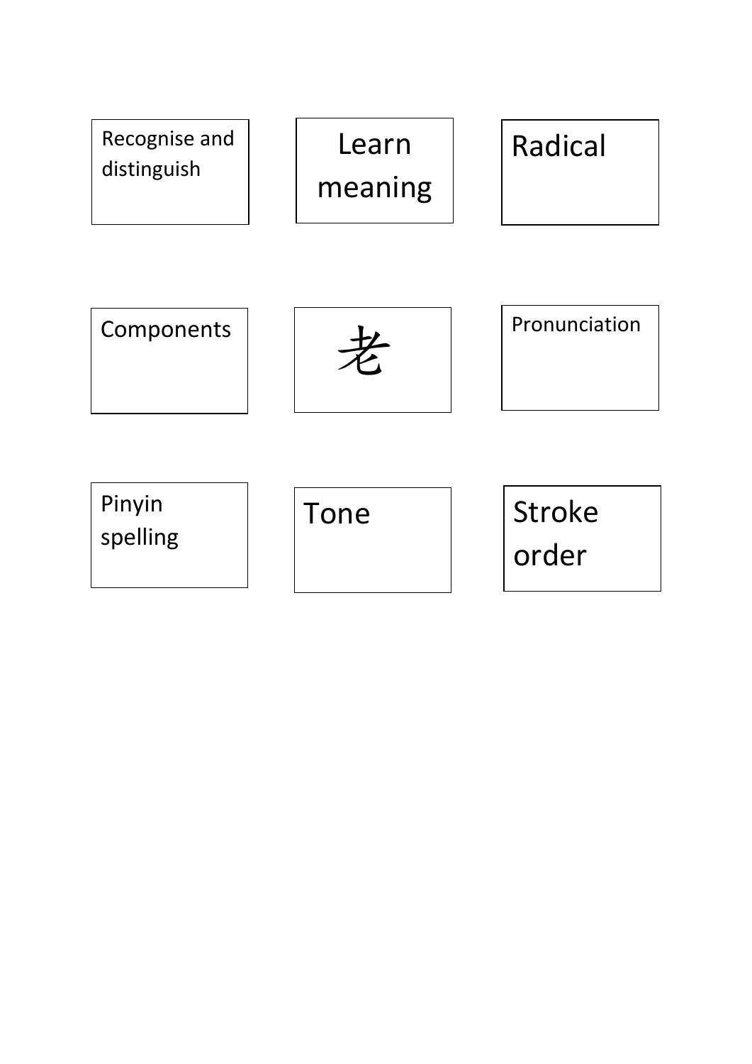| | | |
|---|---|---|
| Recognise and distinguish | Learn meaning | Radical |
| Components | 老 | Pronunciation |
| Pinyin spelling | Tone | Stroke order |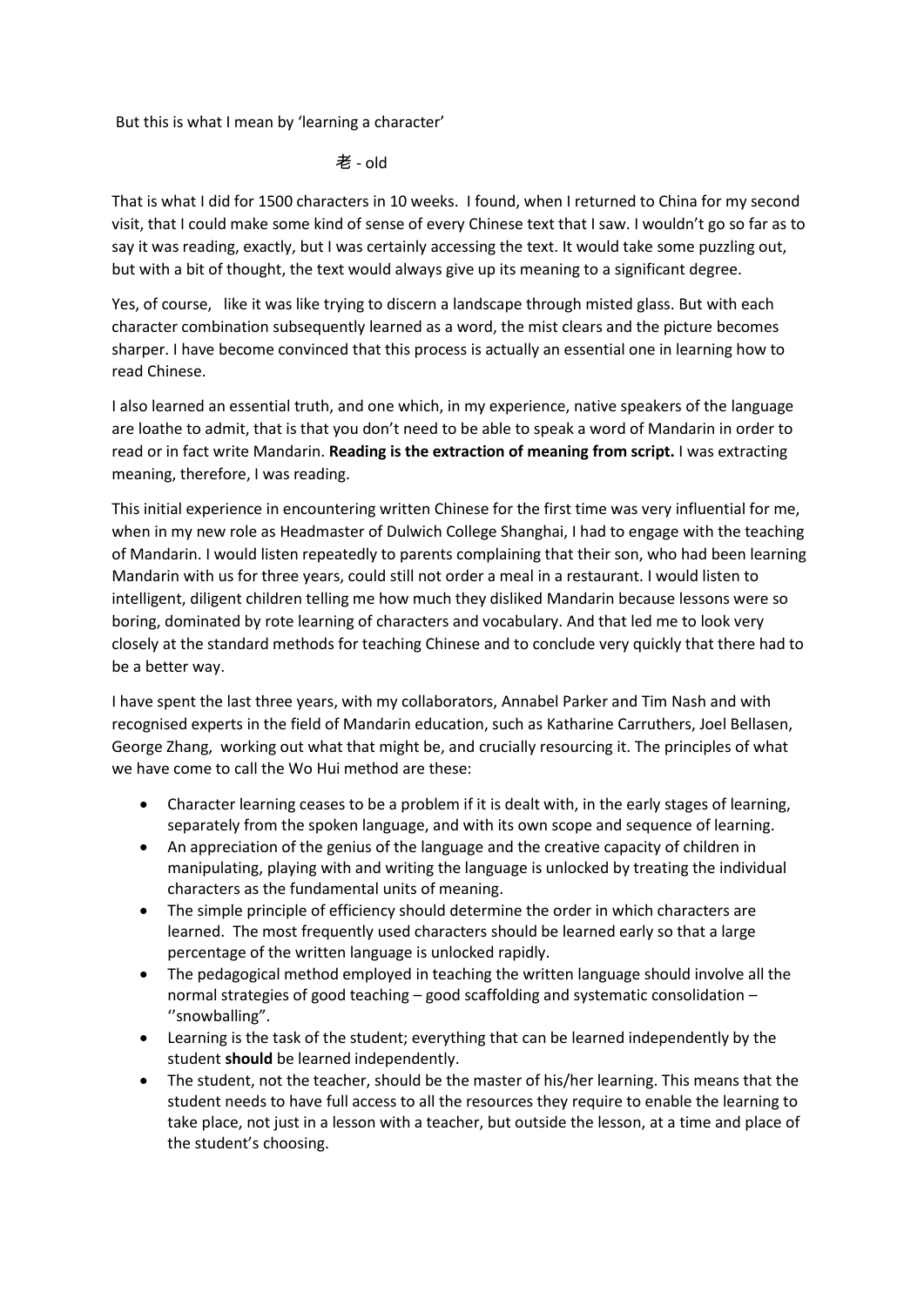But this is what I mean by 'learning a character'

老 - old

That is what I did for 1500 characters in 10 weeks. I found, when I returned to China for my second visit, that I could make some kind of sense of every Chinese text that I saw. I wouldn't go so far as to say it was reading, exactly, but I was certainly accessing the text. It would take some puzzling out, but with a bit of thought, the text would always give up its meaning to a significant degree.

Yes, of course, like it was like trying to discern a landscape through misted glass. But with each character combination subsequently learned as a word, the mist clears and the picture becomes sharper. I have become convinced that this process is actually an essential one in learning how to read Chinese.

I also learned an essential truth, and one which, in my experience, native speakers of the language are loathe to admit, that is that you don't need to be able to speak a word of Mandarin in order to read or in fact write Mandarin. **Reading is the extraction of meaning from script.** I was extracting meaning, therefore, I was reading.

This initial experience in encountering written Chinese for the first time was very influential for me, when in my new role as Headmaster of Dulwich College Shanghai, I had to engage with the teaching of Mandarin. I would listen repeatedly to parents complaining that their son, who had been learning Mandarin with us for three years, could still not order a meal in a restaurant. I would listen to intelligent, diligent children telling me how much they disliked Mandarin because lessons were so boring, dominated by rote learning of characters and vocabulary. And that led me to look very closely at the standard methods for teaching Chinese and to conclude very quickly that there had to be a better way.

I have spent the last three years, with my collaborators, Annabel Parker and Tim Nash and with recognised experts in the field of Mandarin education, such as Katharine Carruthers, Joel Bellasen, George Zhang, working out what that might be, and crucially resourcing it. The principles of what we have come to call the Wo Hui method are these:

- Character learning ceases to be a problem if it is dealt with, in the early stages of learning, separately from the spoken language, and with its own scope and sequence of learning.
- An appreciation of the genius of the language and the creative capacity of children in manipulating, playing with and writing the language is unlocked by treating the individual characters as the fundamental units of meaning.
- The simple principle of efficiency should determine the order in which characters are learned. The most frequently used characters should be learned early so that a large percentage of the written language is unlocked rapidly.
- The pedagogical method employed in teaching the written language should involve all the normal strategies of good teaching – good scaffolding and systematic consolidation – ''snowballing".
- Learning is the task of the student; everything that can be learned independently by the student **should** be learned independently.
- The student, not the teacher, should be the master of his/her learning. This means that the student needs to have full access to all the resources they require to enable the learning to take place, not just in a lesson with a teacher, but outside the lesson, at a time and place of the student's choosing.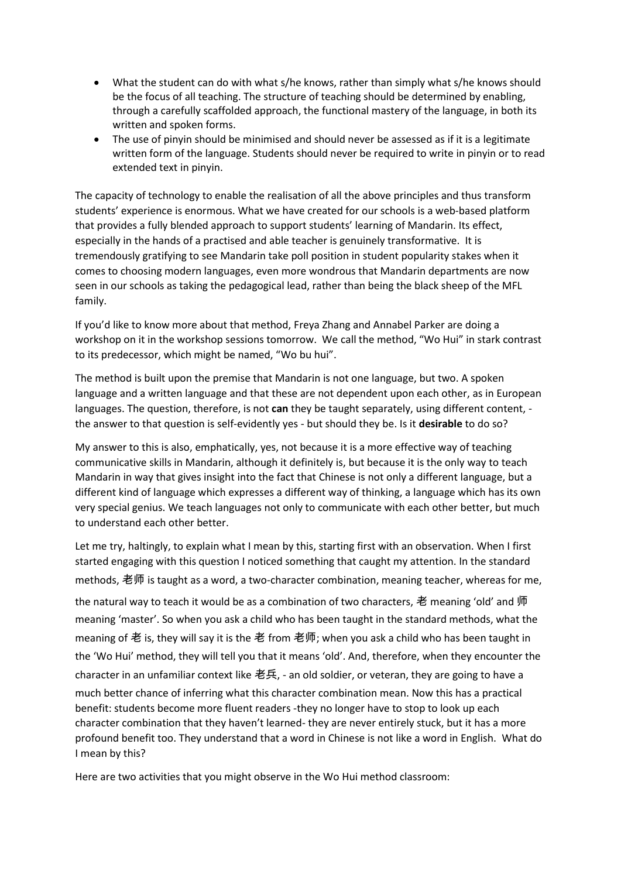- What the student can do with what s/he knows, rather than simply what s/he knows should be the focus of all teaching. The structure of teaching should be determined by enabling, through a carefully scaffolded approach, the functional mastery of the language, in both its written and spoken forms.
- The use of pinyin should be minimised and should never be assessed as if it is a legitimate written form of the language. Students should never be required to write in pinyin or to read extended text in pinyin.

The capacity of technology to enable the realisation of all the above principles and thus transform students' experience is enormous. What we have created for our schools is a web-based platform that provides a fully blended approach to support students' learning of Mandarin. Its effect, especially in the hands of a practised and able teacher is genuinely transformative. It is tremendously gratifying to see Mandarin take poll position in student popularity stakes when it comes to choosing modern languages, even more wondrous that Mandarin departments are now seen in our schools as taking the pedagogical lead, rather than being the black sheep of the MFL family.

If you'd like to know more about that method, Freya Zhang and Annabel Parker are doing a workshop on it in the workshop sessions tomorrow. We call the method, "Wo Hui" in stark contrast to its predecessor, which might be named, "Wo bu hui".

The method is built upon the premise that Mandarin is not one language, but two. A spoken language and a written language and that these are not dependent upon each other, as in European languages. The question, therefore, is not **can** they be taught separately, using different content, - the answer to that question is self-evidently yes - but should they be. Is it **desirable** to do so?

My answer to this is also, emphatically, yes, not because it is a more effective way of teaching communicative skills in Mandarin, although it definitely is, but because it is the only way to teach Mandarin in way that gives insight into the fact that Chinese is not only a different language, but a different kind of language which expresses a different way of thinking, a language which has its own very special genius. We teach languages not only to communicate with each other better, but much to understand each other better.

Let me try, haltingly, to explain what I mean by this, starting first with an observation. When I first started engaging with this question I noticed something that caught my attention. In the standard methods, 老师 is taught as a word, a two-character combination, meaning teacher, whereas for me, the natural way to teach it would be as a combination of two characters, 老 meaning 'old' and 师 meaning 'master'. So when you ask a child who has been taught in the standard methods, what the meaning of 老 is, they will say it is the 老 from 老师; when you ask a child who has been taught in the 'Wo Hui' method, they will tell you that it means 'old'. And, therefore, when they encounter the character in an unfamiliar context like 老兵, - an old soldier, or veteran, they are going to have a much better chance of inferring what this character combination mean. Now this has a practical benefit: students become more fluent readers -they no longer have to stop to look up each character combination that they haven't learned- they are never entirely stuck, but it has a more profound benefit too. They understand that a word in Chinese is not like a word in English. What do I mean by this?

Here are two activities that you might observe in the Wo Hui method classroom: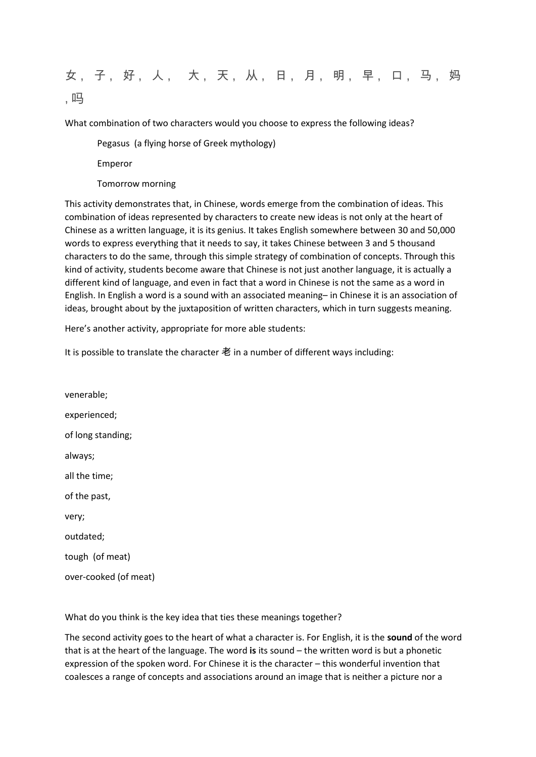女，子，好，人， 大，天，从，日，月，明，早，口，马，妈，吗

What combination of two characters would you choose to express the following ideas?

> Pegasus (a flying horse of Greek mythology)
>
> Emperor
>
> Tomorrow morning

This activity demonstrates that, in Chinese, words emerge from the combination of ideas. This combination of ideas represented by characters to create new ideas is not only at the heart of Chinese as a written language, it is its genius. It takes English somewhere between 30 and 50,000 words to express everything that it needs to say, it takes Chinese between 3 and 5 thousand characters to do the same, through this simple strategy of combination of concepts. Through this kind of activity, students become aware that Chinese is not just another language, it is actually a different kind of language, and even in fact that a word in Chinese is not the same as a word in English. In English a word is a sound with an associated meaning– in Chinese it is an association of ideas, brought about by the juxtaposition of written characters, which in turn suggests meaning.

Here's another activity, appropriate for more able students:

It is possible to translate the character 老 in a number of different ways including:

venerable;

experienced;

of long standing;

always;

all the time;

of the past,

very;

outdated;

tough (of meat)

over-cooked (of meat)

What do you think is the key idea that ties these meanings together?

The second activity goes to the heart of what a character is. For English, it is the **sound** of the word that is at the heart of the language. The word **is** its sound – the written word is but a phonetic expression of the spoken word. For Chinese it is the character – this wonderful invention that coalesces a range of concepts and associations around an image that is neither a picture nor a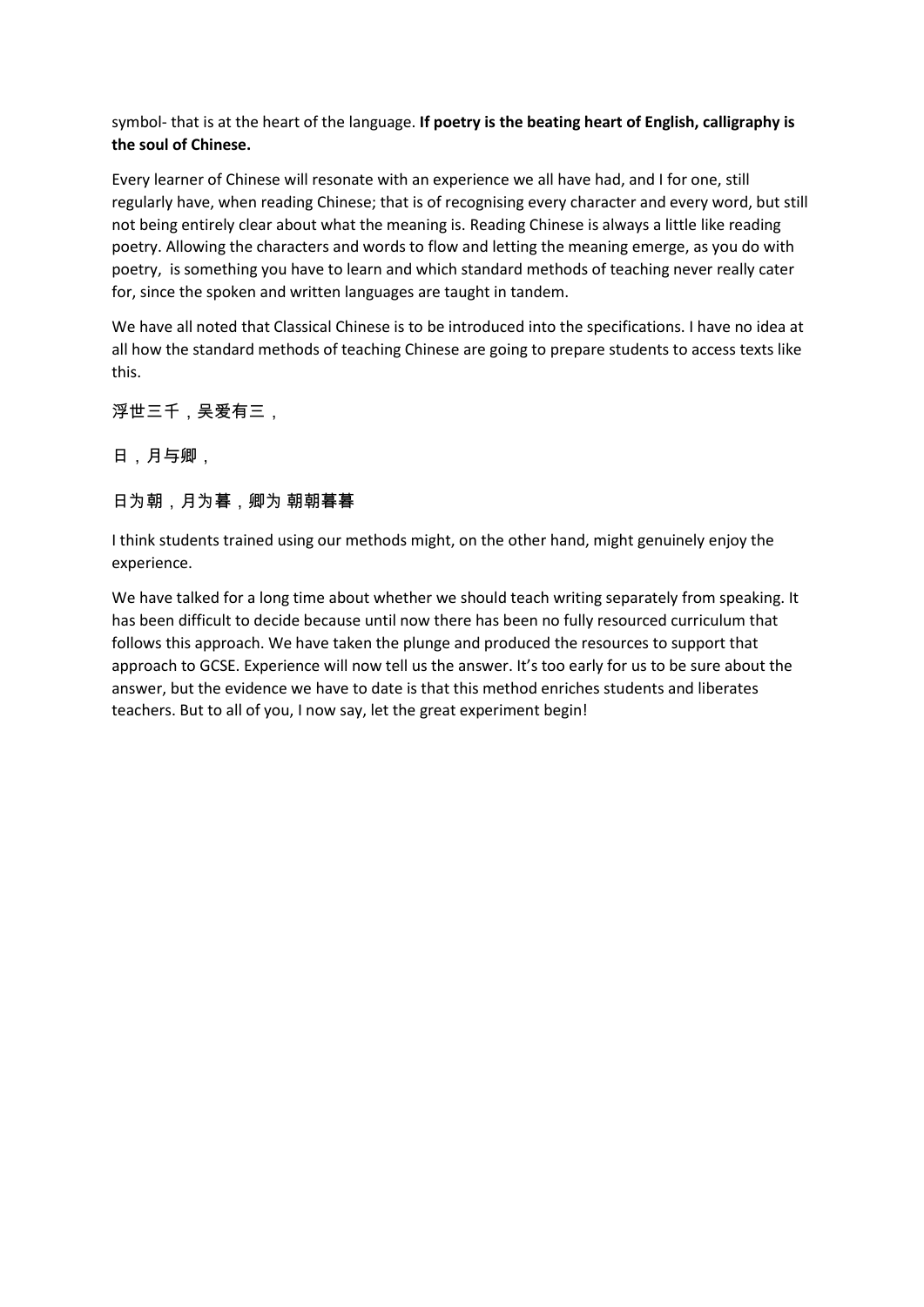symbol- that is at the heart of the language. **If poetry is the beating heart of English, calligraphy is the soul of Chinese.**

Every learner of Chinese will resonate with an experience we all have had, and I for one, still regularly have, when reading Chinese; that is of recognising every character and every word, but still not being entirely clear about what the meaning is. Reading Chinese is always a little like reading poetry. Allowing the characters and words to flow and letting the meaning emerge, as you do with poetry, is something you have to learn and which standard methods of teaching never really cater for, since the spoken and written languages are taught in tandem.

We have all noted that Classical Chinese is to be introduced into the specifications. I have no idea at all how the standard methods of teaching Chinese are going to prepare students to access texts like this.

浮世三千，吴爱有三，

日，月与卿，

日为朝，月为暮，卿为 朝朝暮暮

I think students trained using our methods might, on the other hand, might genuinely enjoy the experience.

We have talked for a long time about whether we should teach writing separately from speaking. It has been difficult to decide because until now there has been no fully resourced curriculum that follows this approach. We have taken the plunge and produced the resources to support that approach to GCSE. Experience will now tell us the answer. It's too early for us to be sure about the answer, but the evidence we have to date is that this method enriches students and liberates teachers. But to all of you, I now say, let the great experiment begin!